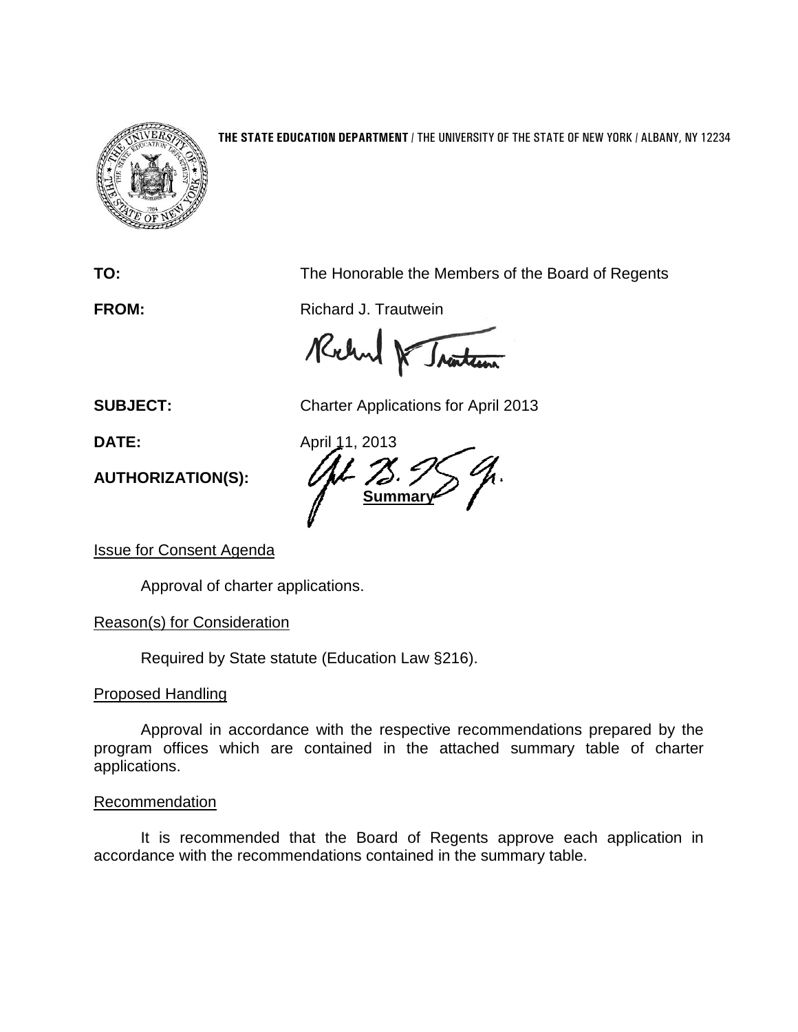**THE STATE EDUCATION DEPARTMENT** / THE UNIVERSITY OF THE STATE OF NEW YORK / ALBANY, NY 12234

**TO:** The Honorable the Members of the Board of Regents

**FROM:** Richard J. Trautwein

**SUBJECT:** Charter Applications for April 2013

**DATE:** April 11, 2013

**AUTHORIZATION(S):**

**Summary**

Issue for Consent Agenda

Approval of charter applications.

Reason(s) for Consideration

Required by State statute (Education Law §216).

Proposed Handling

Approval in accordance with the respective recommendations prepared by the program offices which are contained in the attached summary table of charter applications.

Recommendation

It is recommended that the Board of Regents approve each application in accordance with the recommendations contained in the summary table.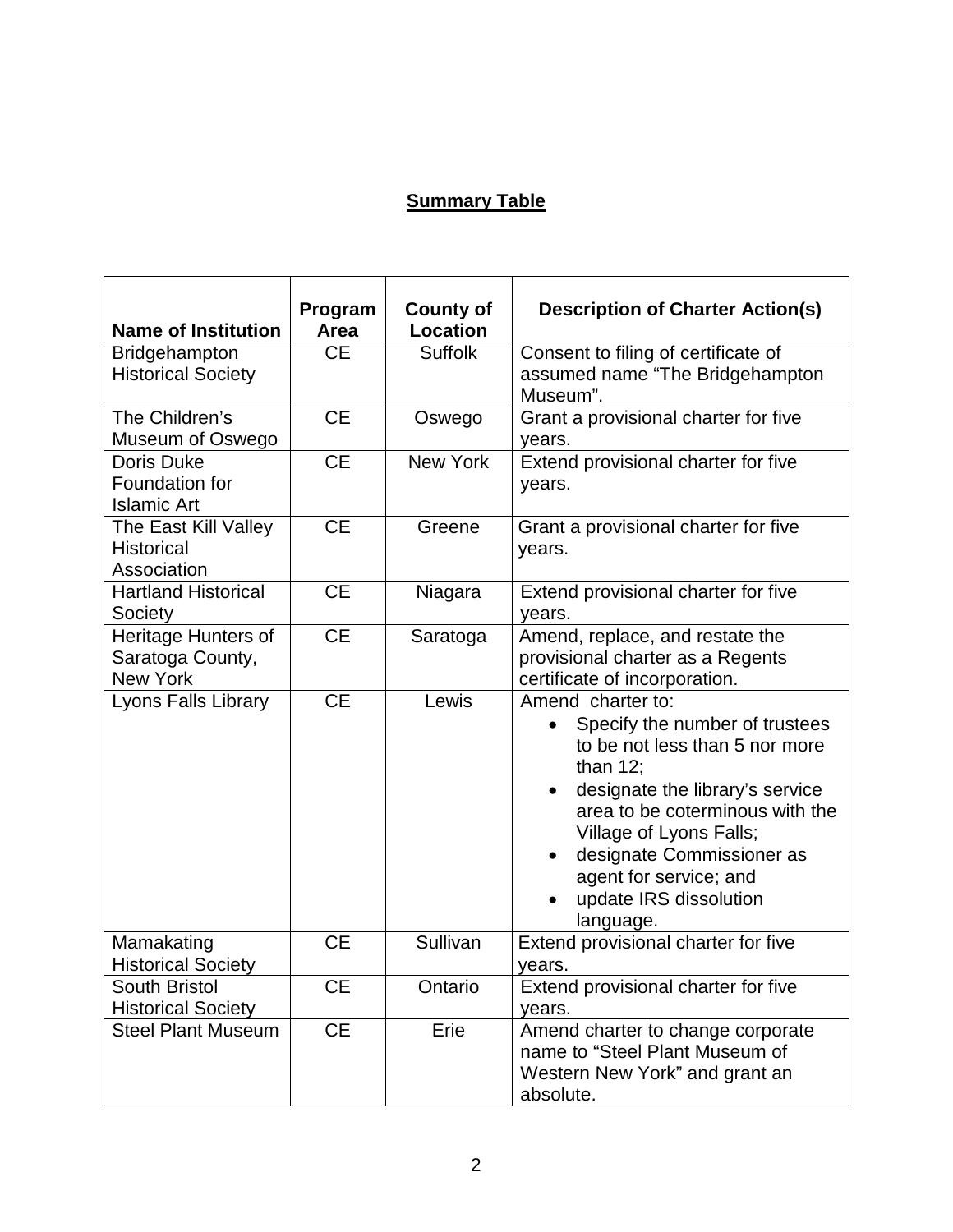**Summary Table**

| Name of Institution | Program Area | County of Location | Description of Charter Action(s) |
|---|---|---|---|
| Bridgehampton Historical Society | CE | Suffolk | Consent to filing of certificate of assumed name "The Bridgehampton Museum". |
| The Children's Museum of Oswego | CE | Oswego | Grant a provisional charter for five years. |
| Doris Duke Foundation for Islamic Art | CE | New York | Extend provisional charter for five years. |
| The East Kill Valley Historical Association | CE | Greene | Grant a provisional charter for five years. |
| Hartland Historical Society | CE | Niagara | Extend provisional charter for five years. |
| Heritage Hunters of Saratoga County, New York | CE | Saratoga | Amend, replace, and restate the provisional charter as a Regents certificate of incorporation. |
| Lyons Falls Library | CE | Lewis | Amend charter to:<br>• Specify the number of trustees to be not less than 5 nor more than 12;<br>• designate the library's service area to be coterminous with the Village of Lyons Falls;<br>• designate Commissioner as agent for service; and<br>• update IRS dissolution language. |
| Mamakating Historical Society | CE | Sullivan | Extend provisional charter for five years. |
| South Bristol Historical Society | CE | Ontario | Extend provisional charter for five years. |
| Steel Plant Museum | CE | Erie | Amend charter to change corporate name to "Steel Plant Museum of Western New York" and grant an absolute. |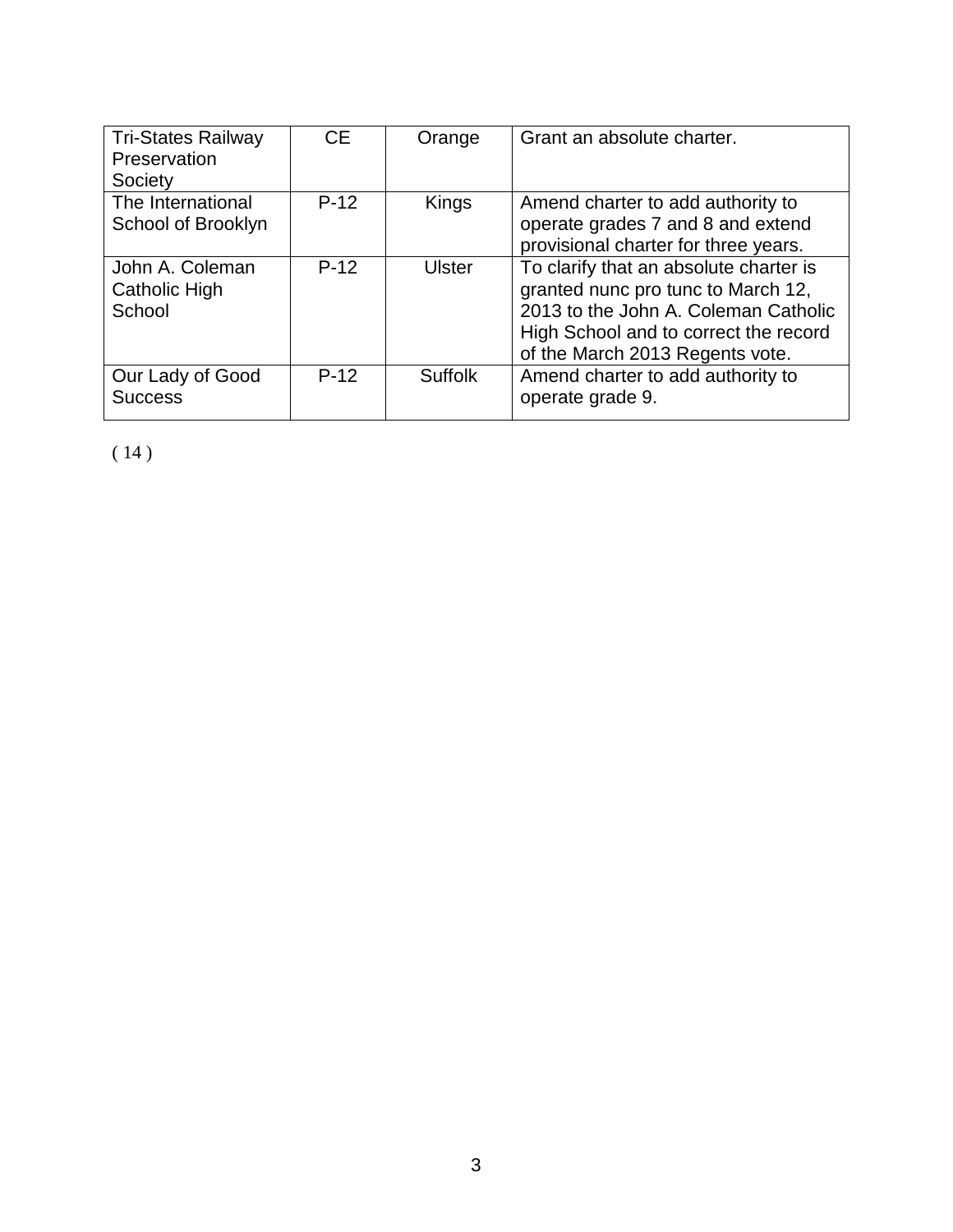| | | | |
|---|---|---|---|
| Tri-States Railway Preservation Society | CE | Orange | Grant an absolute charter. |
| The International School of Brooklyn | P-12 | Kings | Amend charter to add authority to operate grades 7 and 8 and extend provisional charter for three years. |
| John A. Coleman Catholic High School | P-12 | Ulster | To clarify that an absolute charter is granted nunc pro tunc to March 12, 2013 to the John A. Coleman Catholic High School and to correct the record of the March 2013 Regents vote. |
| Our Lady of Good Success | P-12 | Suffolk | Amend charter to add authority to operate grade 9. |

( 14 )